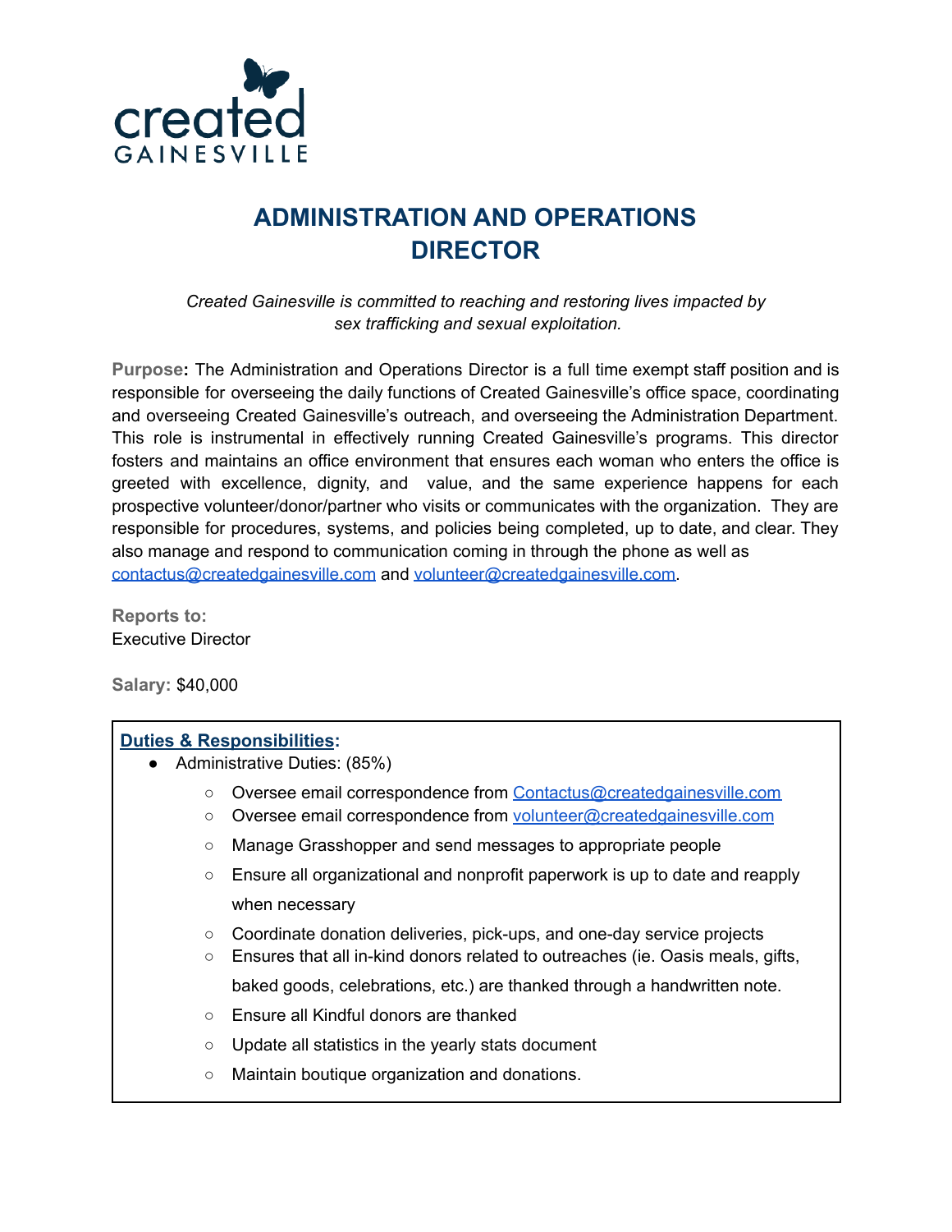created
GAINESVILLE

# ADMINISTRATION AND OPERATIONS DIRECTOR

*Created Gainesville is committed to reaching and restoring lives impacted by sex trafficking and sexual exploitation.*

**Purpose:** The Administration and Operations Director is a full time exempt staff position and is responsible for overseeing the daily functions of Created Gainesville's office space, coordinating and overseeing Created Gainesville's outreach, and overseeing the Administration Department. This role is instrumental in effectively running Created Gainesville's programs. This director fosters and maintains an office environment that ensures each woman who enters the office is greeted with excellence, dignity, and value, and the same experience happens for each prospective volunteer/donor/partner who visits or communicates with the organization. They are responsible for procedures, systems, and policies being completed, up to date, and clear. They also manage and respond to communication coming in through the phone as well as contactus@createdgainesville.com and volunteer@createdgainesville.com.

**Reports to:**
Executive Director

**Salary:** $40,000

**Duties & Responsibilities:**

- Administrative Duties: (85%)
  - Oversee email correspondence from Contactus@createdgainesville.com
  - Oversee email correspondence from volunteer@createdgainesville.com
  - Manage Grasshopper and send messages to appropriate people
  - Ensure all organizational and nonprofit paperwork is up to date and reapply when necessary
  - Coordinate donation deliveries, pick-ups, and one-day service projects
  - Ensures that all in-kind donors related to outreaches (ie. Oasis meals, gifts, baked goods, celebrations, etc.) are thanked through a handwritten note.
  - Ensure all Kindful donors are thanked
  - Update all statistics in the yearly stats document
  - Maintain boutique organization and donations.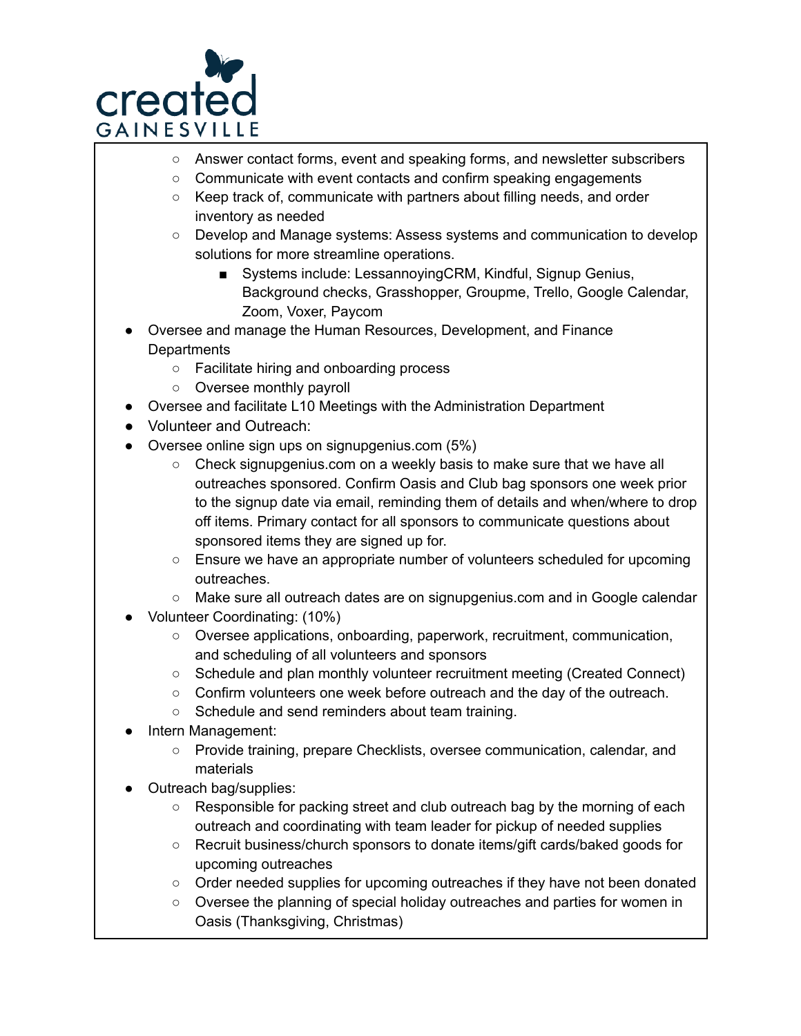- Answer contact forms, event and speaking forms, and newsletter subscribers
    - Communicate with event contacts and confirm speaking engagements
    - Keep track of, communicate with partners about filling needs, and order inventory as needed
    - Develop and Manage systems: Assess systems and communication to develop solutions for more streamline operations.
        - Systems include: LessannoyingCRM, Kindful, Signup Genius, Background checks, Grasshopper, Groupme, Trello, Google Calendar, Zoom, Voxer, Paycom
- Oversee and manage the Human Resources, Development, and Finance Departments
    - Facilitate hiring and onboarding process
    - Oversee monthly payroll
- Oversee and facilitate L10 Meetings with the Administration Department
- Volunteer and Outreach:
- Oversee online sign ups on signupgenius.com (5%)
    - Check signupgenius.com on a weekly basis to make sure that we have all outreaches sponsored. Confirm Oasis and Club bag sponsors one week prior to the signup date via email, reminding them of details and when/where to drop off items. Primary contact for all sponsors to communicate questions about sponsored items they are signed up for.
    - Ensure we have an appropriate number of volunteers scheduled for upcoming outreaches.
    - Make sure all outreach dates are on signupgenius.com and in Google calendar
- Volunteer Coordinating: (10%)
    - Oversee applications, onboarding, paperwork, recruitment, communication, and scheduling of all volunteers and sponsors
    - Schedule and plan monthly volunteer recruitment meeting (Created Connect)
    - Confirm volunteers one week before outreach and the day of the outreach.
    - Schedule and send reminders about team training.
- Intern Management:
    - Provide training, prepare Checklists, oversee communication, calendar, and materials
- Outreach bag/supplies:
    - Responsible for packing street and club outreach bag by the morning of each outreach and coordinating with team leader for pickup of needed supplies
    - Recruit business/church sponsors to donate items/gift cards/baked goods for upcoming outreaches
    - Order needed supplies for upcoming outreaches if they have not been donated
    - Oversee the planning of special holiday outreaches and parties for women in Oasis (Thanksgiving, Christmas)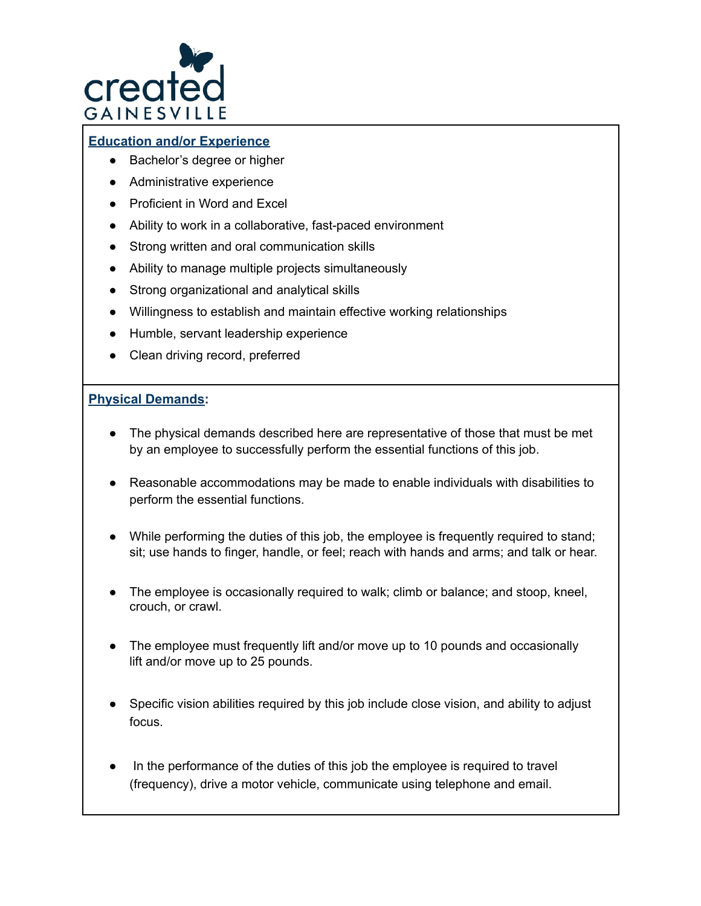## Education and/or Experience

- Bachelor's degree or higher
- Administrative experience
- Proficient in Word and Excel
- Ability to work in a collaborative, fast-paced environment
- Strong written and oral communication skills
- Ability to manage multiple projects simultaneously
- Strong organizational and analytical skills
- Willingness to establish and maintain effective working relationships
- Humble, servant leadership experience
- Clean driving record, preferred

## Physical Demands:

- The physical demands described here are representative of those that must be met by an employee to successfully perform the essential functions of this job.
- Reasonable accommodations may be made to enable individuals with disabilities to perform the essential functions.
- While performing the duties of this job, the employee is frequently required to stand; sit; use hands to finger, handle, or feel; reach with hands and arms; and talk or hear.
- The employee is occasionally required to walk; climb or balance; and stoop, kneel, crouch, or crawl.
- The employee must frequently lift and/or move up to 10 pounds and occasionally lift and/or move up to 25 pounds.
- Specific vision abilities required by this job include close vision, and ability to adjust focus.
- In the performance of the duties of this job the employee is required to travel (frequency), drive a motor vehicle, communicate using telephone and email.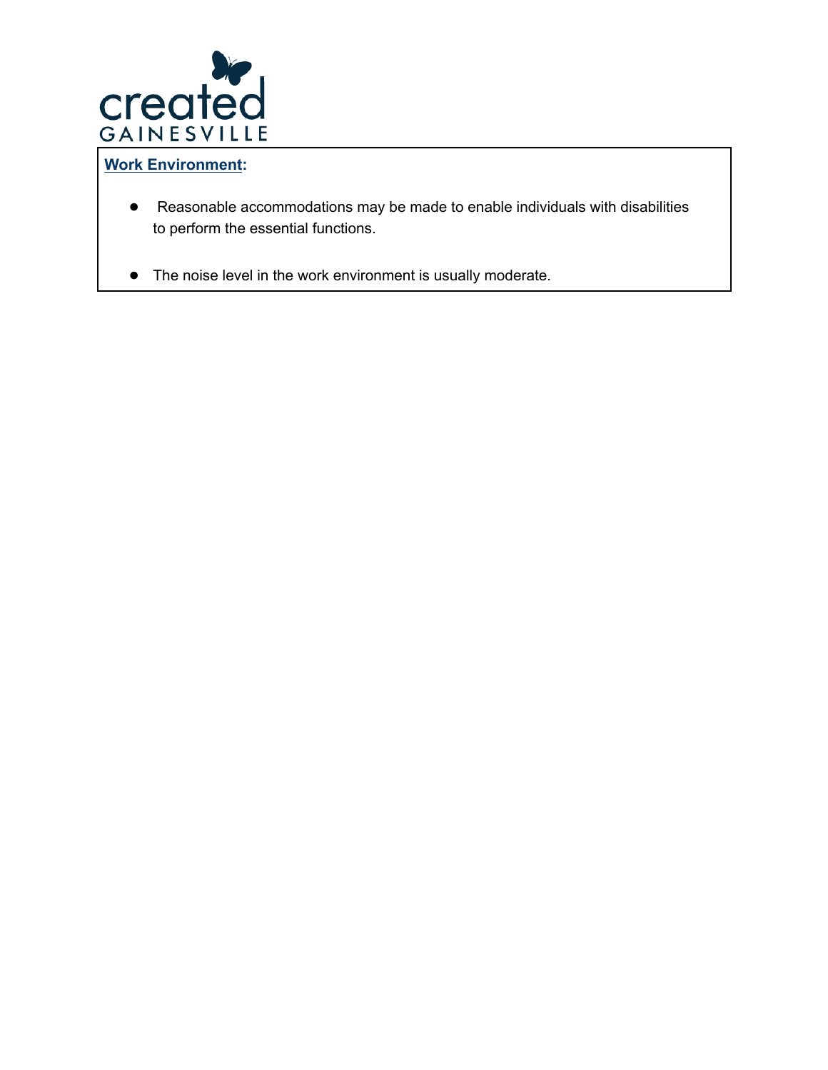**Work Environment:**

- Reasonable accommodations may be made to enable individuals with disabilities to perform the essential functions.
- The noise level in the work environment is usually moderate.